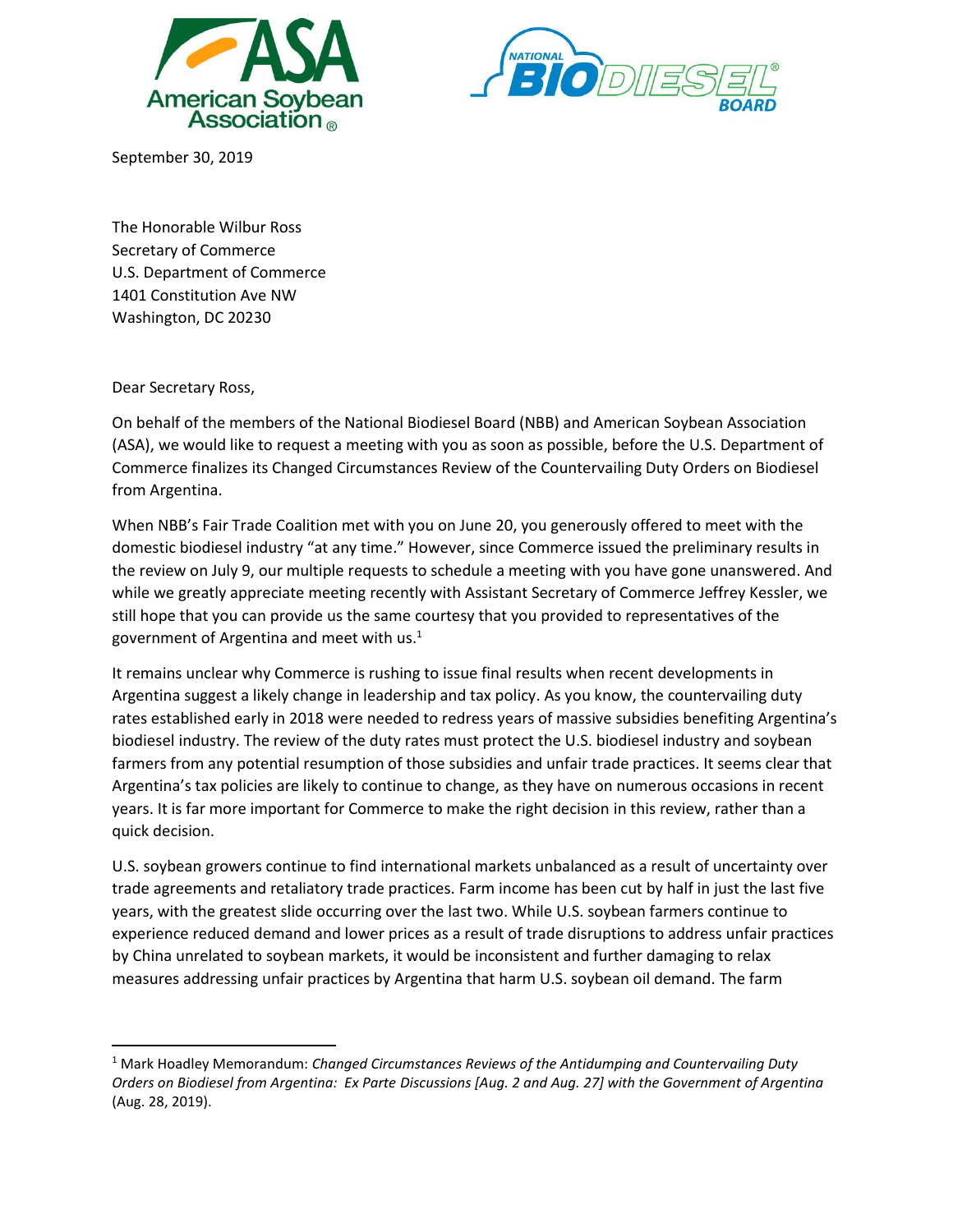September 30, 2019

The Honorable Wilbur Ross
Secretary of Commerce
U.S. Department of Commerce
1401 Constitution Ave NW
Washington, DC 20230

Dear Secretary Ross,

On behalf of the members of the National Biodiesel Board (NBB) and American Soybean Association (ASA), we would like to request a meeting with you as soon as possible, before the U.S. Department of Commerce finalizes its Changed Circumstances Review of the Countervailing Duty Orders on Biodiesel from Argentina.

When NBB's Fair Trade Coalition met with you on June 20, you generously offered to meet with the domestic biodiesel industry "at any time." However, since Commerce issued the preliminary results in the review on July 9, our multiple requests to schedule a meeting with you have gone unanswered. And while we greatly appreciate meeting recently with Assistant Secretary of Commerce Jeffrey Kessler, we still hope that you can provide us the same courtesy that you provided to representatives of the government of Argentina and meet with us.[1]

It remains unclear why Commerce is rushing to issue final results when recent developments in Argentina suggest a likely change in leadership and tax policy. As you know, the countervailing duty rates established early in 2018 were needed to redress years of massive subsidies benefiting Argentina's biodiesel industry. The review of the duty rates must protect the U.S. biodiesel industry and soybean farmers from any potential resumption of those subsidies and unfair trade practices. It seems clear that Argentina's tax policies are likely to continue to change, as they have on numerous occasions in recent years. It is far more important for Commerce to make the right decision in this review, rather than a quick decision.

U.S. soybean growers continue to find international markets unbalanced as a result of uncertainty over trade agreements and retaliatory trade practices. Farm income has been cut by half in just the last five years, with the greatest slide occurring over the last two. While U.S. soybean farmers continue to experience reduced demand and lower prices as a result of trade disruptions to address unfair practices by China unrelated to soybean markets, it would be inconsistent and further damaging to relax measures addressing unfair practices by Argentina that harm U.S. soybean oil demand. The farm

---

[1] Mark Hoadley Memorandum: *Changed Circumstances Reviews of the Antidumping and Countervailing Duty Orders on Biodiesel from Argentina: Ex Parte Discussions [Aug. 2 and Aug. 27] with the Government of Argentina* (Aug. 28, 2019).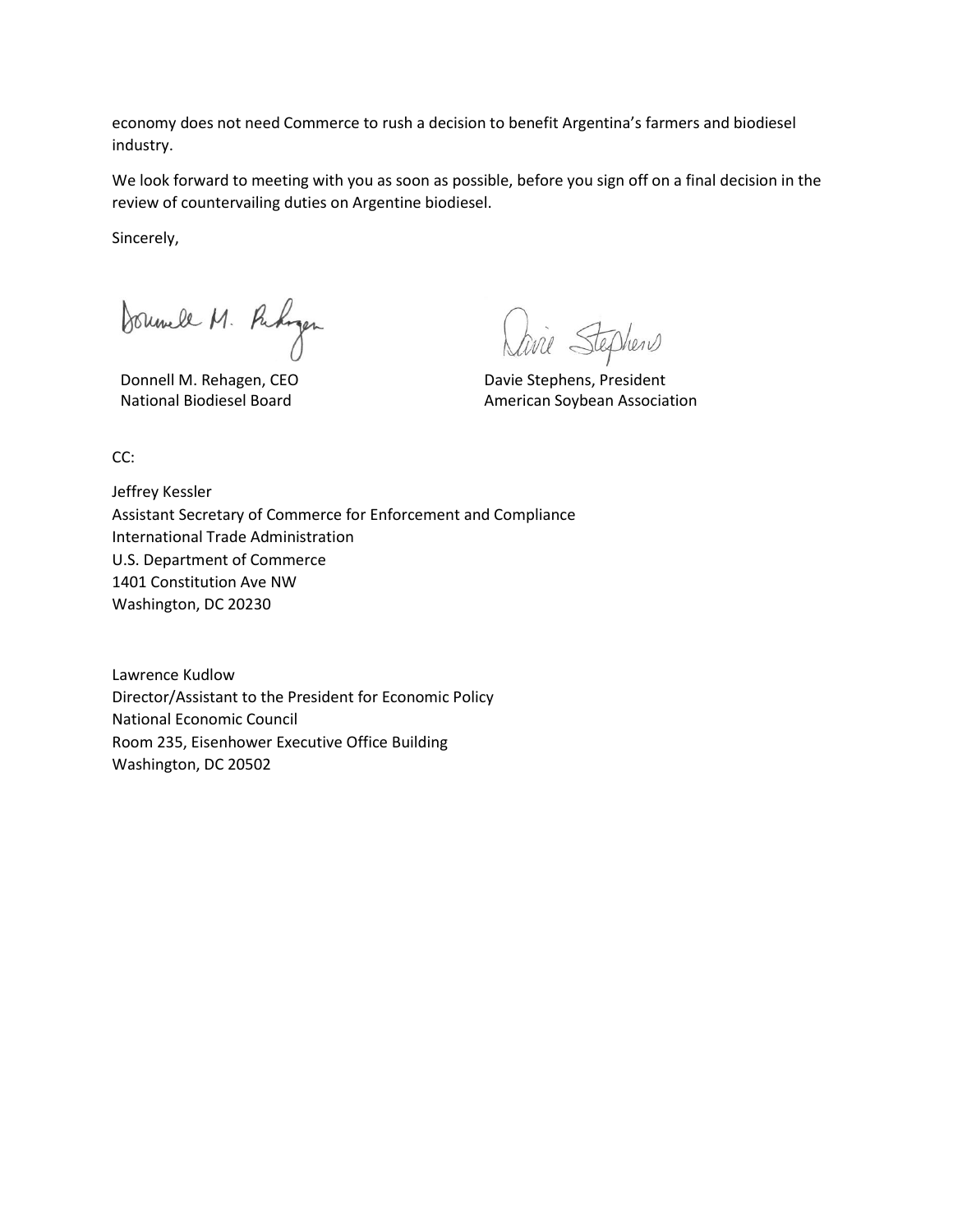economy does not need Commerce to rush a decision to benefit Argentina's farmers and biodiesel industry.

We look forward to meeting with you as soon as possible, before you sign off on a final decision in the review of countervailing duties on Argentine biodiesel.

Sincerely,

Donnell M. Rehagen, CEO
National Biodiesel Board

Davie Stephens, President
American Soybean Association

CC:

Jeffrey Kessler
Assistant Secretary of Commerce for Enforcement and Compliance
International Trade Administration
U.S. Department of Commerce
1401 Constitution Ave NW
Washington, DC 20230

Lawrence Kudlow
Director/Assistant to the President for Economic Policy
National Economic Council
Room 235, Eisenhower Executive Office Building
Washington, DC 20502